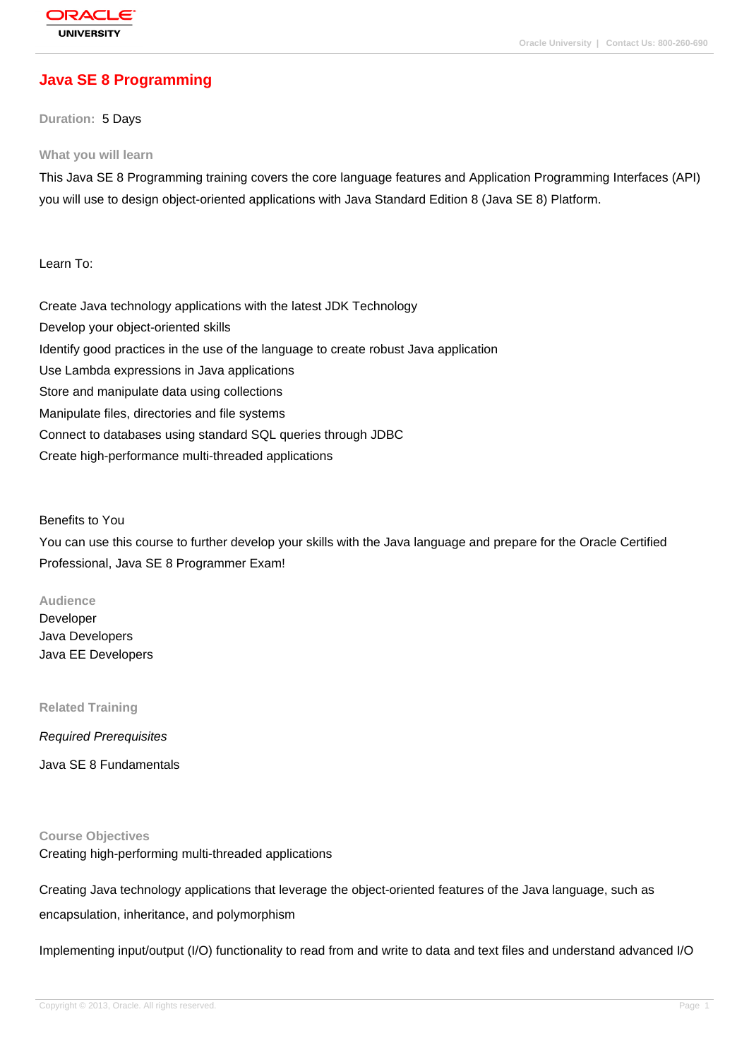# Java SE 8 Programming

**Duration:** 5 Days

## What you will learn

This Java SE 8 Programming training covers the core language features and Application Programming Interfaces (API) you will use to design object-oriented applications with Java Standard Edition 8 (Java SE 8) Platform.

Learn To:

Create Java technology applications with the latest JDK Technology
Develop your object-oriented skills
Identify good practices in the use of the language to create robust Java application
Use Lambda expressions in Java applications
Store and manipulate data using collections
Manipulate files, directories and file systems
Connect to databases using standard SQL queries through JDBC
Create high-performance multi-threaded applications

Benefits to You
You can use this course to further develop your skills with the Java language and prepare for the Oracle Certified Professional, Java SE 8 Programmer Exam!

## Audience

Developer
Java Developers
Java EE Developers

## Related Training

*Required Prerequisites*

Java SE 8 Fundamentals

## Course Objectives

Creating high-performing multi-threaded applications

Creating Java technology applications that leverage the object-oriented features of the Java language, such as encapsulation, inheritance, and polymorphism

Implementing input/output (I/O) functionality to read from and write to data and text files and understand advanced I/O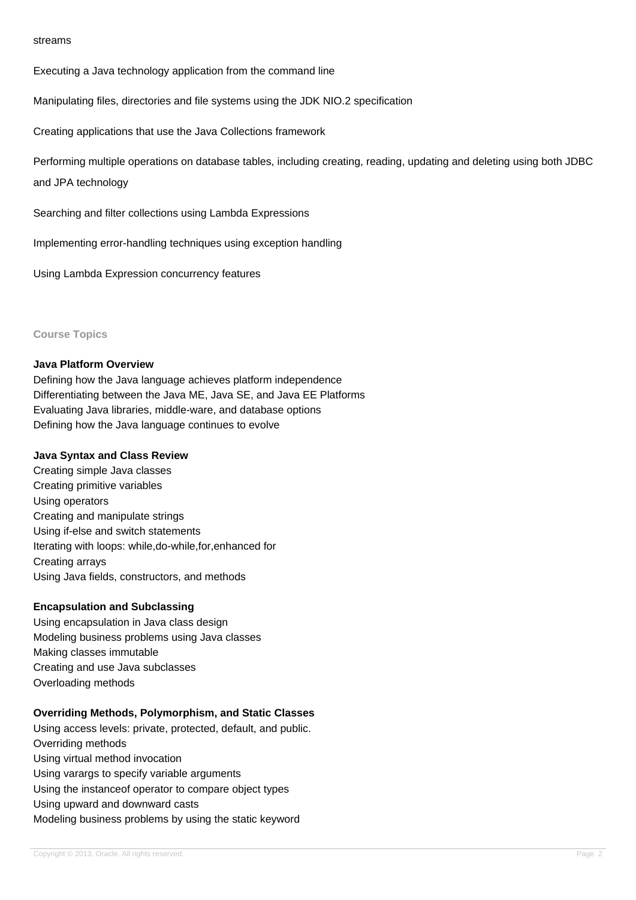streams

Executing a Java technology application from the command line

Manipulating files, directories and file systems using the JDK NIO.2 specification

Creating applications that use the Java Collections framework

Performing multiple operations on database tables, including creating, reading, updating and deleting using both JDBC and JPA technology

Searching and filter collections using Lambda Expressions

Implementing error-handling techniques using exception handling

Using Lambda Expression concurrency features

## Course Topics

**Java Platform Overview**
Defining how the Java language achieves platform independence
Differentiating between the Java ME, Java SE, and Java EE Platforms
Evaluating Java libraries, middle-ware, and database options
Defining how the Java language continues to evolve

**Java Syntax and Class Review**
Creating simple Java classes
Creating primitive variables
Using operators
Creating and manipulate strings
Using if-else and switch statements
Iterating with loops: while,do-while,for,enhanced for
Creating arrays
Using Java fields, constructors, and methods

**Encapsulation and Subclassing**
Using encapsulation in Java class design
Modeling business problems using Java classes
Making classes immutable
Creating and use Java subclasses
Overloading methods

**Overriding Methods, Polymorphism, and Static Classes**
Using access levels: private, protected, default, and public.
Overriding methods
Using virtual method invocation
Using varargs to specify variable arguments
Using the instanceof operator to compare object types
Using upward and downward casts
Modeling business problems by using the static keyword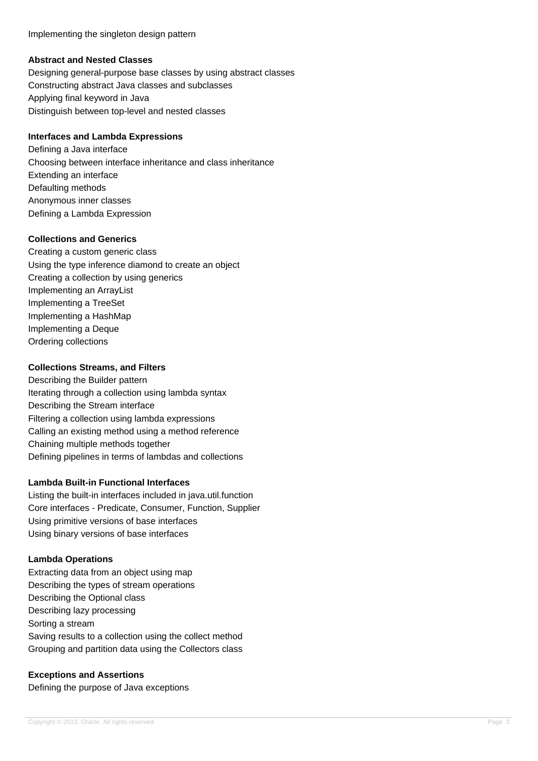Implementing the singleton design pattern

**Abstract and Nested Classes**

Designing general-purpose base classes by using abstract classes
Constructing abstract Java classes and subclasses
Applying final keyword in Java
Distinguish between top-level and nested classes

**Interfaces and Lambda Expressions**

Defining a Java interface
Choosing between interface inheritance and class inheritance
Extending an interface
Defaulting methods
Anonymous inner classes
Defining a Lambda Expression

**Collections and Generics**

Creating a custom generic class
Using the type inference diamond to create an object
Creating a collection by using generics
Implementing an ArrayList
Implementing a TreeSet
Implementing a HashMap
Implementing a Deque
Ordering collections

**Collections Streams, and Filters**

Describing the Builder pattern
Iterating through a collection using lambda syntax
Describing the Stream interface
Filtering a collection using lambda expressions
Calling an existing method using a method reference
Chaining multiple methods together
Defining pipelines in terms of lambdas and collections

**Lambda Built-in Functional Interfaces**

Listing the built-in interfaces included in java.util.function
Core interfaces - Predicate, Consumer, Function, Supplier
Using primitive versions of base interfaces
Using binary versions of base interfaces

**Lambda Operations**

Extracting data from an object using map
Describing the types of stream operations
Describing the Optional class
Describing lazy processing
Sorting a stream
Saving results to a collection using the collect method
Grouping and partition data using the Collectors class

**Exceptions and Assertions**

Defining the purpose of Java exceptions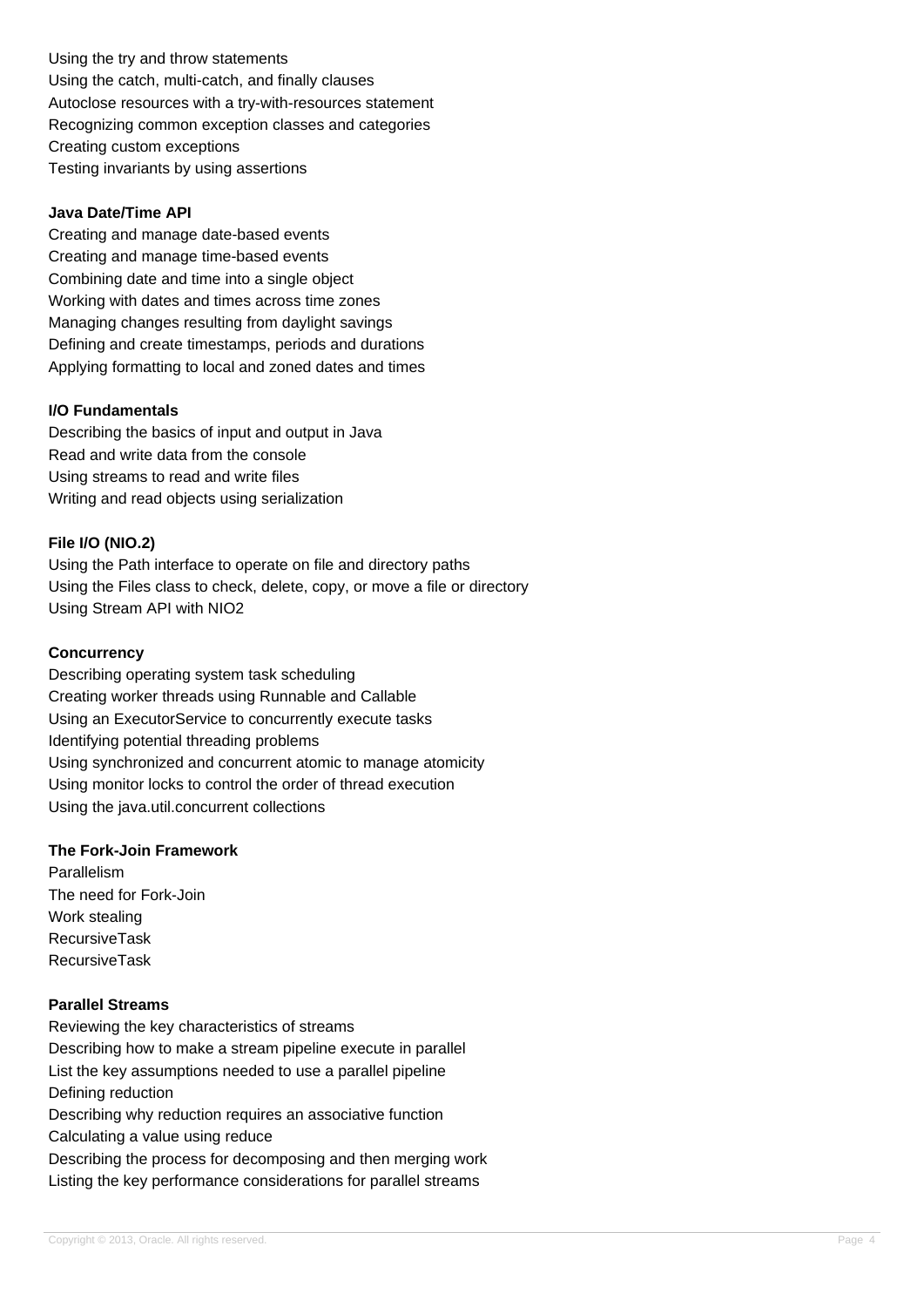Using the try and throw statements
Using the catch, multi-catch, and finally clauses
Autoclose resources with a try-with-resources statement
Recognizing common exception classes and categories
Creating custom exceptions
Testing invariants by using assertions

**Java Date/Time API**

Creating and manage date-based events
Creating and manage time-based events
Combining date and time into a single object
Working with dates and times across time zones
Managing changes resulting from daylight savings
Defining and create timestamps, periods and durations
Applying formatting to local and zoned dates and times

**I/O Fundamentals**

Describing the basics of input and output in Java
Read and write data from the console
Using streams to read and write files
Writing and read objects using serialization

**File I/O (NIO.2)**

Using the Path interface to operate on file and directory paths
Using the Files class to check, delete, copy, or move a file or directory
Using Stream API with NIO2

**Concurrency**

Describing operating system task scheduling
Creating worker threads using Runnable and Callable
Using an ExecutorService to concurrently execute tasks
Identifying potential threading problems
Using synchronized and concurrent atomic to manage atomicity
Using monitor locks to control the order of thread execution
Using the java.util.concurrent collections

**The Fork-Join Framework**

Parallelism
The need for Fork-Join
Work stealing
RecursiveTask
RecursiveTask

**Parallel Streams**

Reviewing the key characteristics of streams
Describing how to make a stream pipeline execute in parallel
List the key assumptions needed to use a parallel pipeline
Defining reduction
Describing why reduction requires an associative function
Calculating a value using reduce
Describing the process for decomposing and then merging work
Listing the key performance considerations for parallel streams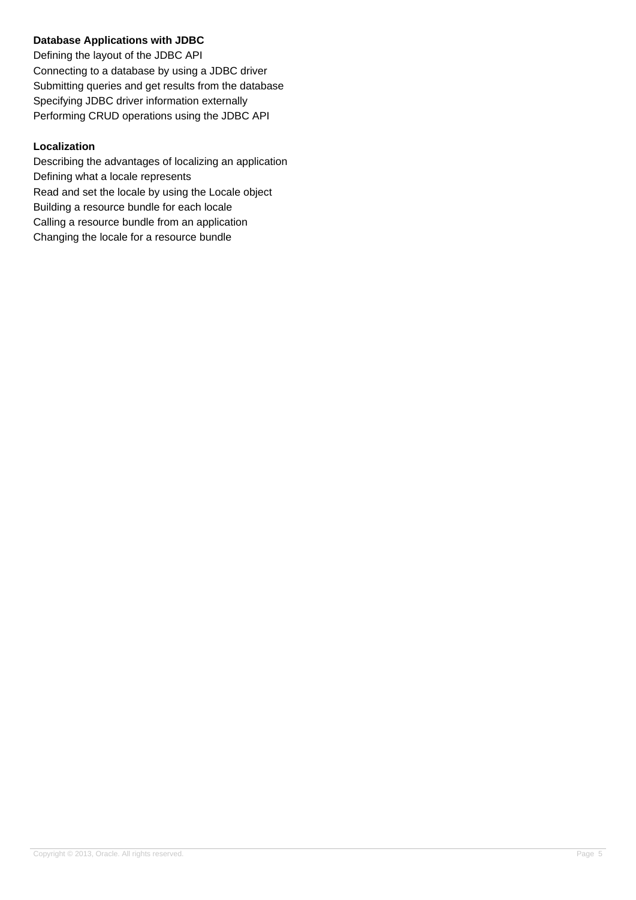**Database Applications with JDBC**

Defining the layout of the JDBC API
Connecting to a database by using a JDBC driver
Submitting queries and get results from the database
Specifying JDBC driver information externally
Performing CRUD operations using the JDBC API

**Localization**

Describing the advantages of localizing an application
Defining what a locale represents
Read and set the locale by using the Locale object
Building a resource bundle for each locale
Calling a resource bundle from an application
Changing the locale for a resource bundle